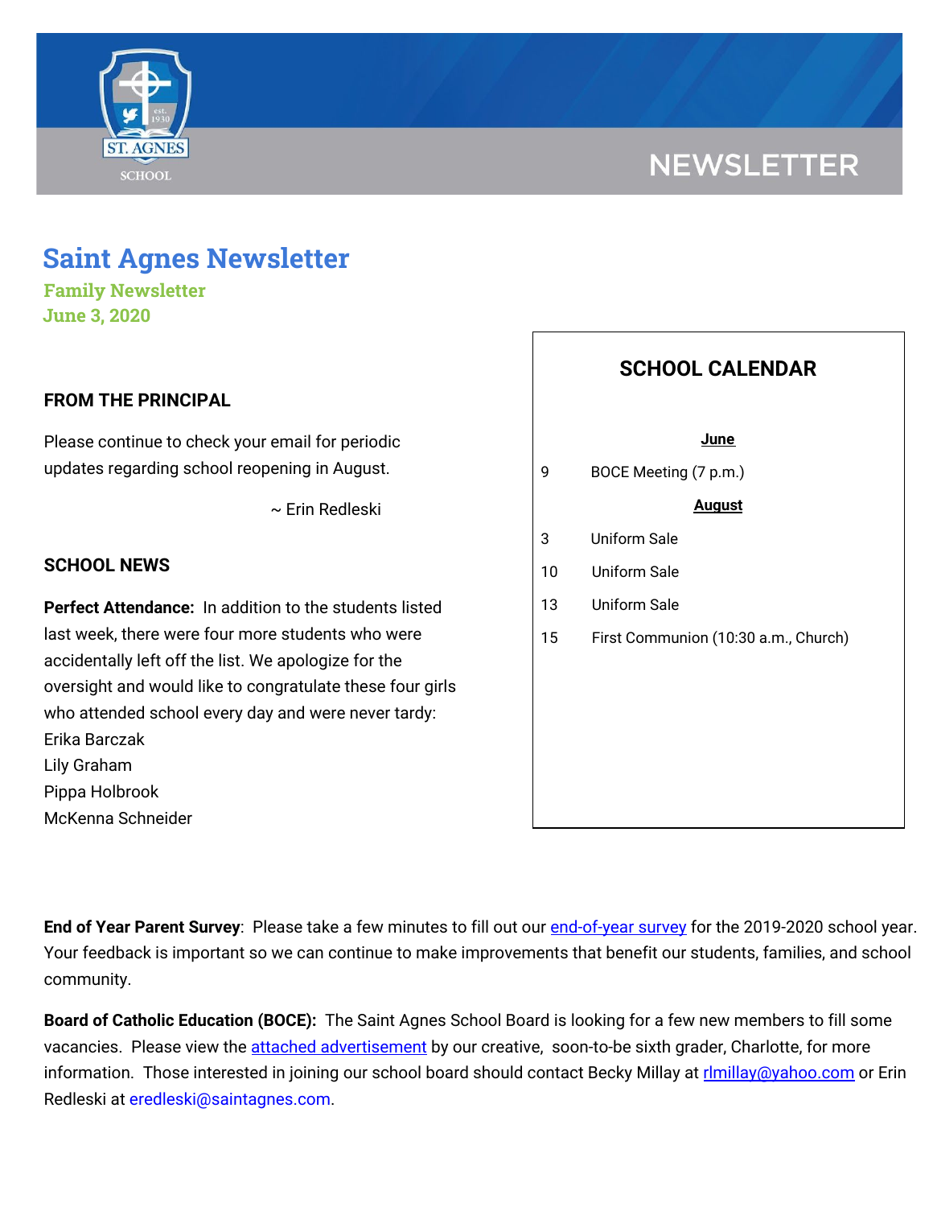NEWSLETTER

# Saint Agnes Newsletter

**Family Newsletter**
**June 3, 2020**

## FROM THE PRINCIPAL

Please continue to check your email for periodic updates regarding school reopening in August.

~ Erin Redleski

## SCHOOL CALENDAR

**June**

| | |
|---|---|
| 9 | BOCE Meeting (7 p.m.) |

**August**

| | |
|---|---|
| 3 | Uniform Sale |
| 10 | Uniform Sale |
| 13 | Uniform Sale |
| 15 | First Communion (10:30 a.m., Church) |

## SCHOOL NEWS

**Perfect Attendance:** In addition to the students listed last week, there were four more students who were accidentally left off the list. We apologize for the oversight and would like to congratulate these four girls who attended school every day and were never tardy:
Erika Barczak
Lily Graham
Pippa Holbrook
McKenna Schneider

**End of Year Parent Survey**: Please take a few minutes to fill out our end-of-year survey for the 2019-2020 school year. Your feedback is important so we can continue to make improvements that benefit our students, families, and school community.

**Board of Catholic Education (BOCE):** The Saint Agnes School Board is looking for a few new members to fill some vacancies. Please view the attached advertisement by our creative, soon-to-be sixth grader, Charlotte, for more information. Those interested in joining our school board should contact Becky Millay at rlmillay@yahoo.com or Erin Redleski at eredleski@saintagnes.com.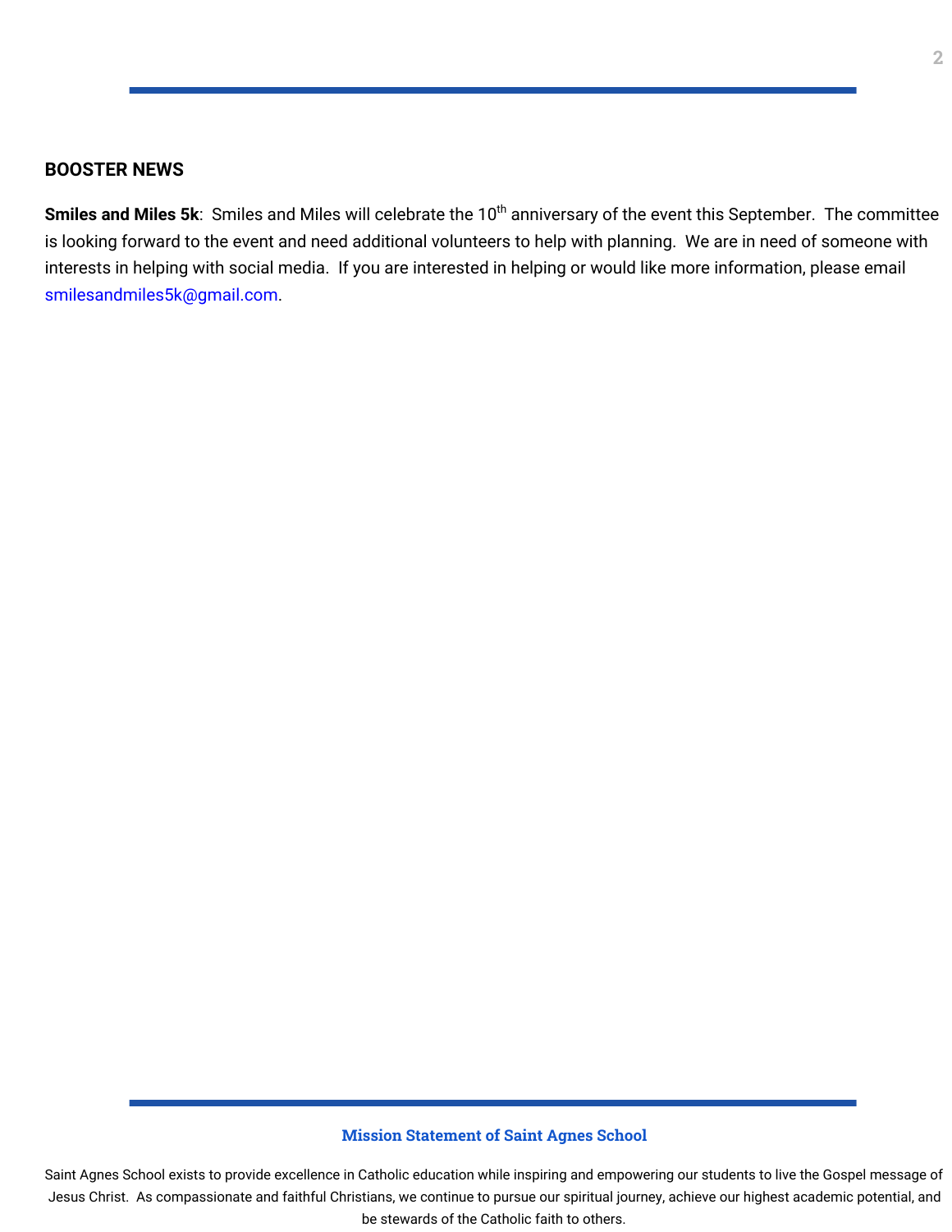## BOOSTER NEWS

**Smiles and Miles 5k**:  Smiles and Miles will celebrate the 10th anniversary of the event this September.  The committee is looking forward to the event and need additional volunteers to help with planning.  We are in need of someone with interests in helping with social media.  If you are interested in helping or would like more information, please email smilesandmiles5k@gmail.com.

### Mission Statement of Saint Agnes School

Saint Agnes School exists to provide excellence in Catholic education while inspiring and empowering our students to live the Gospel message of Jesus Christ.  As compassionate and faithful Christians, we continue to pursue our spiritual journey, achieve our highest academic potential, and be stewards of the Catholic faith to others.